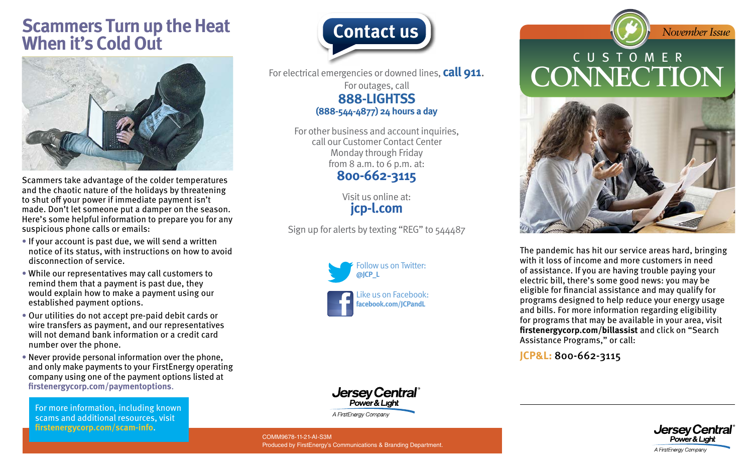# Scammers Turn up the Heat When it's Cold Out

Scammers take advantage of the colder temperatures and the chaotic nature of the holidays by threatening to shut off your power if immediate payment isn't made. Don't let someone put a damper on the season. Here's some helpful information to prepare you for any suspicious phone calls or emails:

- If your account is past due, we will send a written notice of its status, with instructions on how to avoid disconnection of service.
- While our representatives may call customers to remind them that a payment is past due, they would explain how to make a payment using our established payment options.
- Our utilities do not accept pre-paid debit cards or wire transfers as payment, and our representatives will not demand bank information or a credit card number over the phone.
- Never provide personal information over the phone, and only make payments to your FirstEnergy operating company using one of the payment options listed at **firstenergycorp.com/paymentoptions**.

For more information, including known scams and additional resources, visit **firstenergycorp.com/scam-info**.

## Contact us

For electrical emergencies or downed lines, **call 911**.

For outages, call
**888-LIGHTSS**
**(888-544-4877) 24 hours a day**

For other business and account inquiries, call our Customer Contact Center Monday through Friday from 8 a.m. to 6 p.m. at:
**800-662-3115**

Visit us online at:
**jcp-l.com**

Sign up for alerts by texting "REG" to 544487

Follow us on Twitter: **@JCP_L**

Like us on Facebook: **facebook.com/JCPandL**

Jersey Central Power & Light
A FirstEnergy Company

COMM9678-11-21-AI-S3M
Produced by FirstEnergy's Communications & Branding Department.

*November Issue*

# CUSTOMER CONNECTION

The pandemic has hit our service areas hard, bringing with it loss of income and more customers in need of assistance. If you are having trouble paying your electric bill, there's some good news: you may be eligible for financial assistance and may qualify for programs designed to help reduce your energy usage and bills. For more information regarding eligibility for programs that may be available in your area, visit **firstenergycorp.com/billassist** and click on "Search Assistance Programs," or call:

**JCP&L:** 800-662-3115

Jersey Central Power & Light
A FirstEnergy Company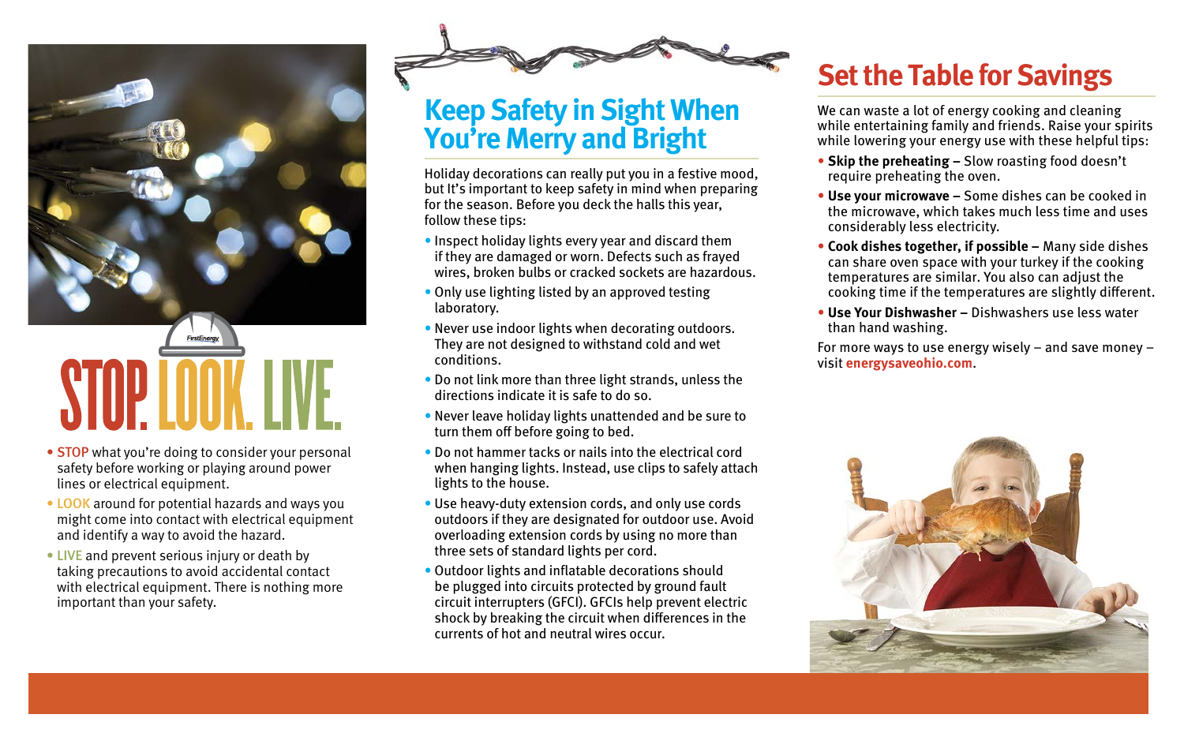# STOP. LOOK. LIVE.

- **STOP** what you're doing to consider your personal safety before working or playing around power lines or electrical equipment.
- **LOOK** around for potential hazards and ways you might come into contact with electrical equipment and identify a way to avoid the hazard.
- **LIVE** and prevent serious injury or death by taking precautions to avoid accidental contact with electrical equipment. There is nothing more important than your safety.

## Keep Safety in Sight When You're Merry and Bright

Holiday decorations can really put you in a festive mood, but It's important to keep safety in mind when preparing for the season. Before you deck the halls this year, follow these tips:

- Inspect holiday lights every year and discard them if they are damaged or worn. Defects such as frayed wires, broken bulbs or cracked sockets are hazardous.
- Only use lighting listed by an approved testing laboratory.
- Never use indoor lights when decorating outdoors. They are not designed to withstand cold and wet conditions.
- Do not link more than three light strands, unless the directions indicate it is safe to do so.
- Never leave holiday lights unattended and be sure to turn them off before going to bed.
- Do not hammer tacks or nails into the electrical cord when hanging lights. Instead, use clips to safely attach lights to the house.
- Use heavy-duty extension cords, and only use cords outdoors if they are designated for outdoor use. Avoid overloading extension cords by using no more than three sets of standard lights per cord.
- Outdoor lights and inflatable decorations should be plugged into circuits protected by ground fault circuit interrupters (GFCI). GFCIs help prevent electric shock by breaking the circuit when differences in the currents of hot and neutral wires occur.

## Set the Table for Savings

We can waste a lot of energy cooking and cleaning while entertaining family and friends. Raise your spirits while lowering your energy use with these helpful tips:

- **Skip the preheating –** Slow roasting food doesn't require preheating the oven.
- **Use your microwave –** Some dishes can be cooked in the microwave, which takes much less time and uses considerably less electricity.
- **Cook dishes together, if possible –** Many side dishes can share oven space with your turkey if the cooking temperatures are similar. You also can adjust the cooking time if the temperatures are slightly different.
- **Use Your Dishwasher –** Dishwashers use less water than hand washing.

For more ways to use energy wisely – and save money – visit **energysaveohio.com**.